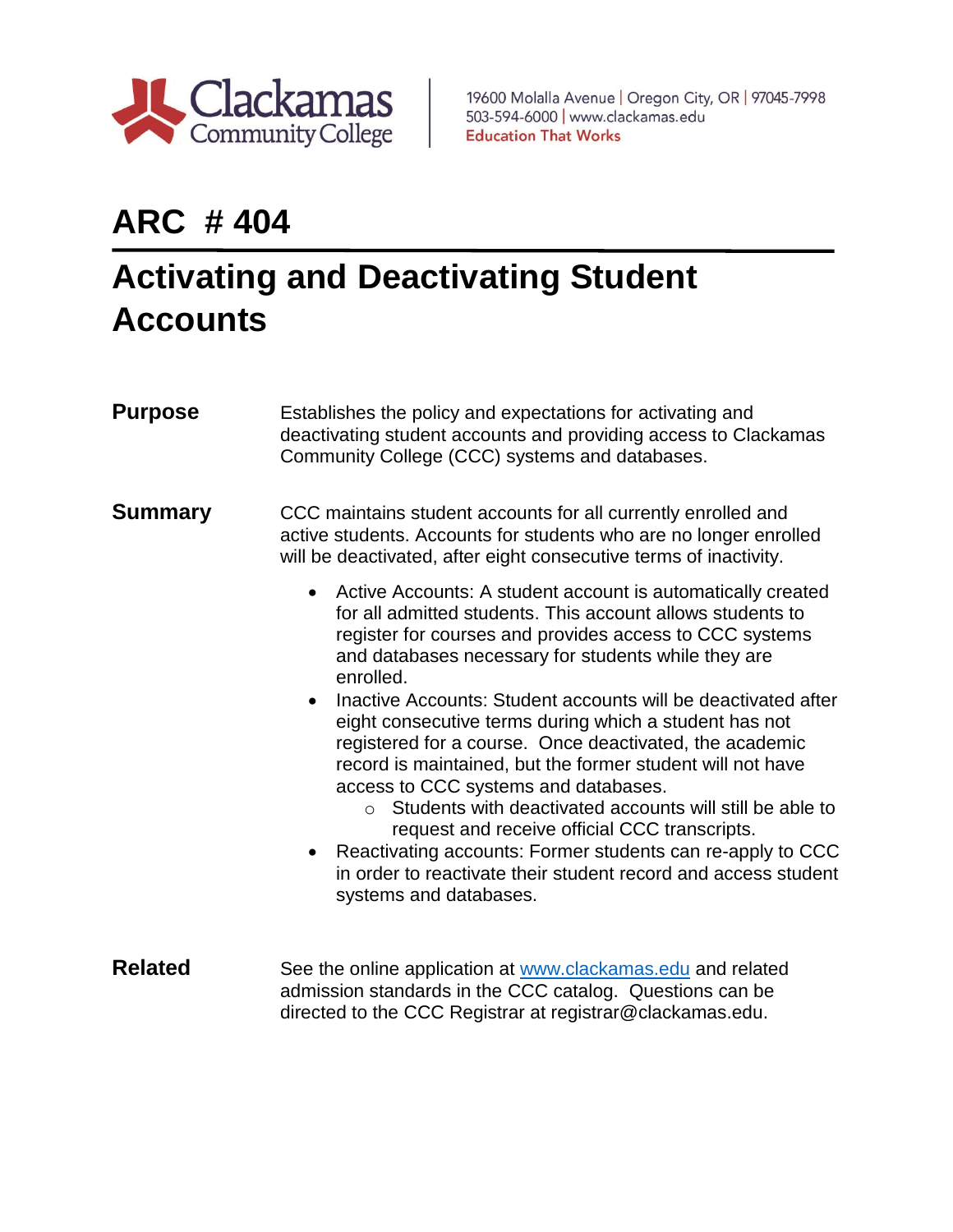Clackamas Community College

19600 Molalla Avenue | Oregon City, OR | 97045-7998
503-594-6000 | www.clackamas.edu
Education That Works

# ARC # 404

# Activating and Deactivating Student Accounts

**Purpose**

Establishes the policy and expectations for activating and deactivating student accounts and providing access to Clackamas Community College (CCC) systems and databases.

**Summary**

CCC maintains student accounts for all currently enrolled and active students. Accounts for students who are no longer enrolled will be deactivated, after eight consecutive terms of inactivity.

- Active Accounts: A student account is automatically created for all admitted students. This account allows students to register for courses and provides access to CCC systems and databases necessary for students while they are enrolled.
- Inactive Accounts: Student accounts will be deactivated after eight consecutive terms during which a student has not registered for a course. Once deactivated, the academic record is maintained, but the former student will not have access to CCC systems and databases.
  - Students with deactivated accounts will still be able to request and receive official CCC transcripts.
- Reactivating accounts: Former students can re-apply to CCC in order to reactivate their student record and access student systems and databases.

**Related**

See the online application at www.clackamas.edu and related admission standards in the CCC catalog. Questions can be directed to the CCC Registrar at registrar@clackamas.edu.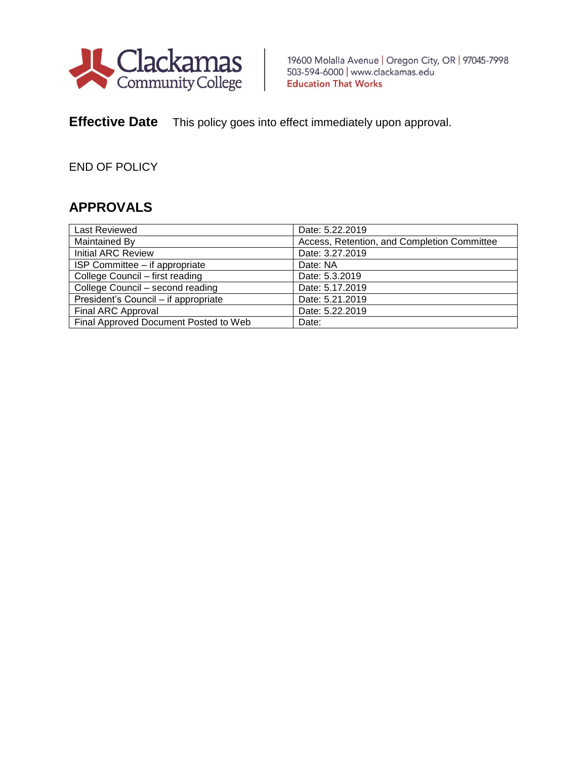**Effective Date** This policy goes into effect immediately upon approval.

END OF POLICY

## APPROVALS

| | |
|---|---|
| Last Reviewed | Date: 5.22.2019 |
| Maintained By | Access, Retention, and Completion Committee |
| Initial ARC Review | Date: 3.27.2019 |
| ISP Committee – if appropriate | Date: NA |
| College Council – first reading | Date: 5.3.2019 |
| College Council – second reading | Date: 5.17.2019 |
| President's Council – if appropriate | Date: 5.21.2019 |
| Final ARC Approval | Date: 5.22.2019 |
| Final Approved Document Posted to Web | Date: |